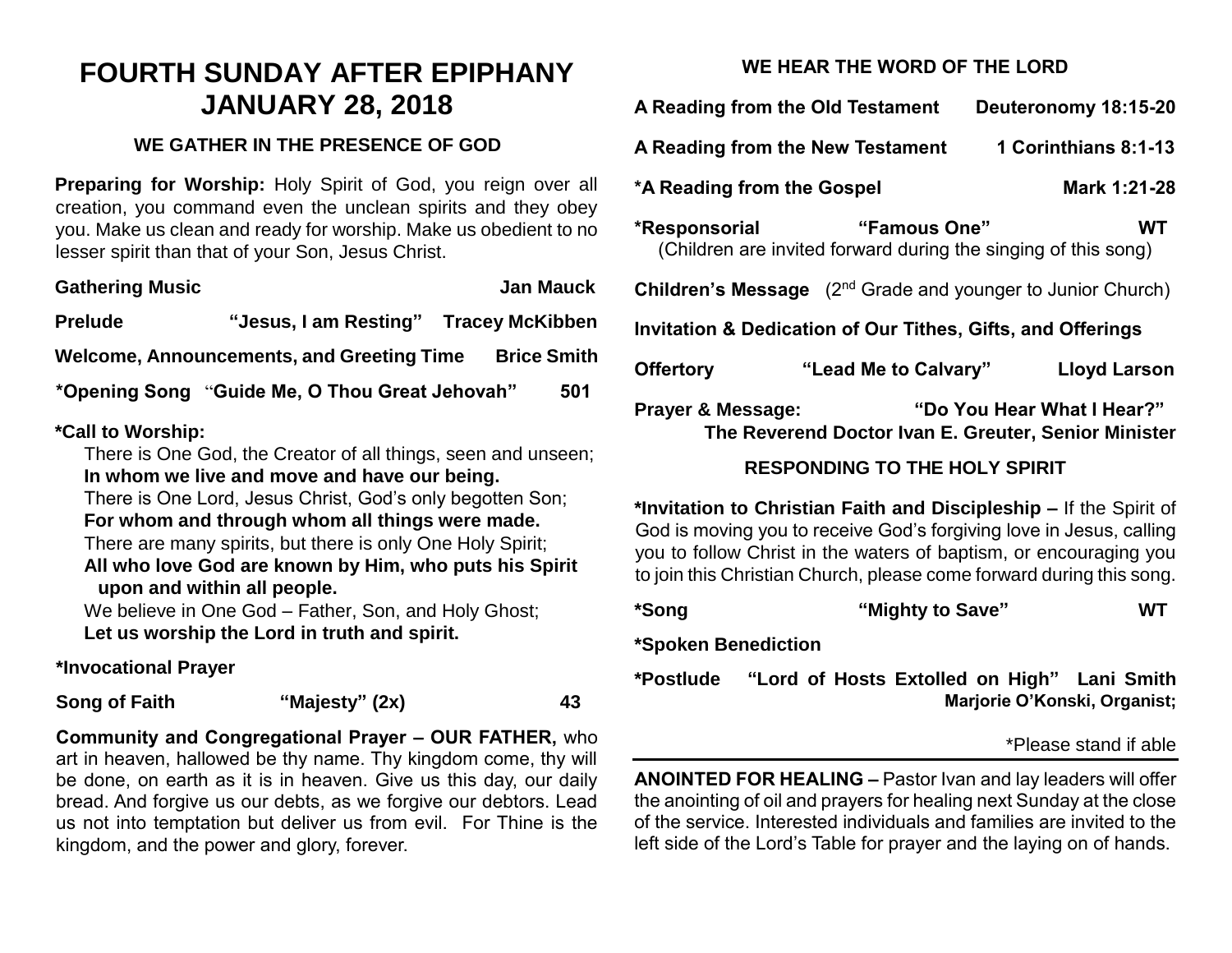# FOURTH SUNDAY AFTER EPIPHANY
# JANUARY 28, 2018

### WE GATHER IN THE PRESENCE OF GOD

**Preparing for Worship:** Holy Spirit of God, you reign over all creation, you command even the unclean spirits and they obey you. Make us clean and ready for worship. Make us obedient to no lesser spirit than that of your Son, Jesus Christ.

**Gathering Music** — **Jan Mauck**

**Prelude** — **"Jesus, I am Resting"** — **Tracey McKibben**

**Welcome, Announcements, and Greeting Time** — **Brice Smith**

**\*Opening Song** "**Guide Me, O Thou Great Jehovah"** — **501**

**\*Call to Worship:**

There is One God, the Creator of all things, seen and unseen;
**In whom we live and move and have our being.**
There is One Lord, Jesus Christ, God's only begotten Son;
**For whom and through whom all things were made.**
There are many spirits, but there is only One Holy Spirit;
**All who love God are known by Him, who puts his Spirit upon and within all people.**
We believe in One God – Father, Son, and Holy Ghost;
**Let us worship the Lord in truth and spirit.**

**\*Invocational Prayer**

**Song of Faith** — **"Majesty" (2x)** — **43**

**Community and Congregational Prayer – OUR FATHER,** who art in heaven, hallowed be thy name. Thy kingdom come, thy will be done, on earth as it is in heaven. Give us this day, our daily bread. And forgive us our debts, as we forgive our debtors. Lead us not into temptation but deliver us from evil. For Thine is the kingdom, and the power and glory, forever.

### WE HEAR THE WORD OF THE LORD

**A Reading from the Old Testament** — **Deuteronomy 18:15-20**

**A Reading from the New Testament** — **1 Corinthians 8:1-13**

**\*A Reading from the Gospel** — **Mark 1:21-28**

**\*Responsorial** — **"Famous One"** — **WT**
(Children are invited forward during the singing of this song)

**Children's Message** (2nd Grade and younger to Junior Church)

**Invitation & Dedication of Our Tithes, Gifts, and Offerings**

**Offertory** — **"Lead Me to Calvary"** — **Lloyd Larson**

**Prayer & Message:** — **"Do You Hear What I Hear?"**
**The Reverend Doctor Ivan E. Greuter, Senior Minister**

### RESPONDING TO THE HOLY SPIRIT

**\*Invitation to Christian Faith and Discipleship –** If the Spirit of God is moving you to receive God's forgiving love in Jesus, calling you to follow Christ in the waters of baptism, or encouraging you to join this Christian Church, please come forward during this song.

**\*Song** — **"Mighty to Save"** — **WT**

**\*Spoken Benediction**

**\*Postlude** — **"Lord of Hosts Extolled on High"** — **Lani Smith**
**Marjorie O'Konski, Organist;**

\*Please stand if able

---

**ANOINTED FOR HEALING –** Pastor Ivan and lay leaders will offer the anointing of oil and prayers for healing next Sunday at the close of the service. Interested individuals and families are invited to the left side of the Lord's Table for prayer and the laying on of hands.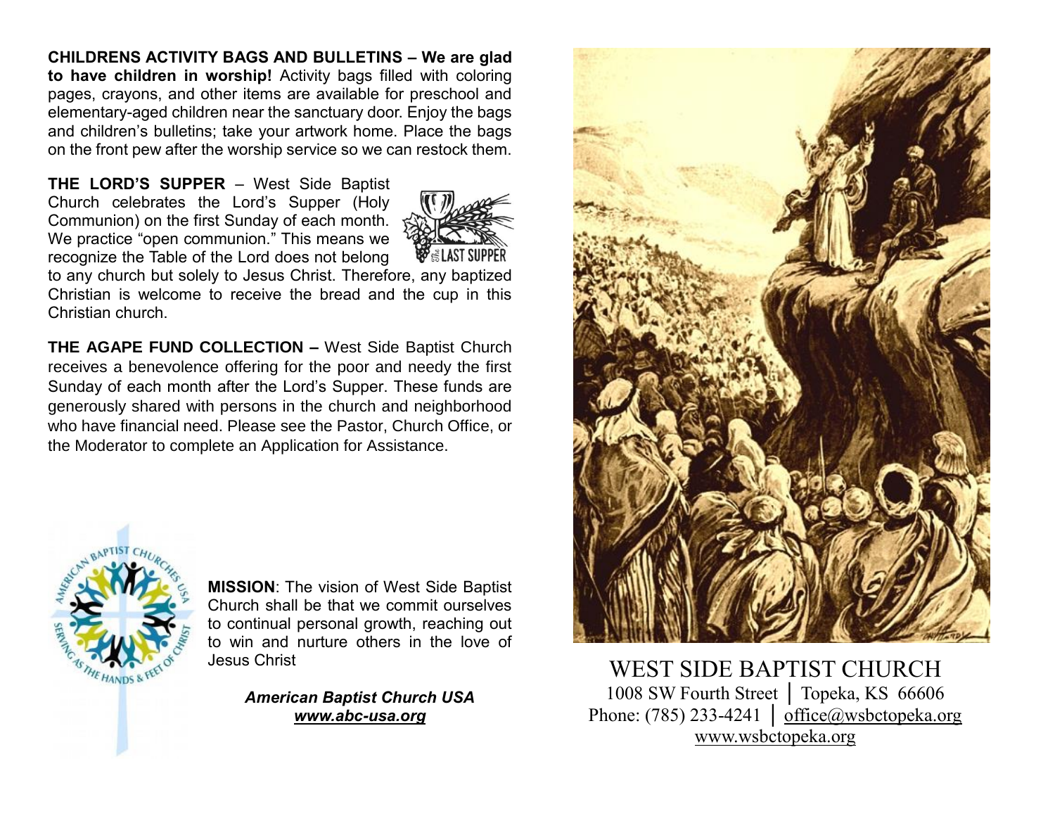**CHILDRENS ACTIVITY BAGS AND BULLETINS – We are glad to have children in worship!** Activity bags filled with coloring pages, crayons, and other items are available for preschool and elementary-aged children near the sanctuary door. Enjoy the bags and children's bulletins; take your artwork home. Place the bags on the front pew after the worship service so we can restock them.

**THE LORD'S SUPPER** – West Side Baptist Church celebrates the Lord's Supper (Holy Communion) on the first Sunday of each month. We practice "open communion." This means we recognize the Table of the Lord does not belong to any church but solely to Jesus Christ. Therefore, any baptized Christian is welcome to receive the bread and the cup in this Christian church.

**THE AGAPE FUND COLLECTION –** West Side Baptist Church receives a benevolence offering for the poor and needy the first Sunday of each month after the Lord's Supper. These funds are generously shared with persons in the church and neighborhood who have financial need. Please see the Pastor, Church Office, or the Moderator to complete an Application for Assistance.

**MISSION**: The vision of West Side Baptist Church shall be that we commit ourselves to continual personal growth, reaching out to win and nurture others in the love of Jesus Christ

***American Baptist Church USA***
***www.abc-usa.org***

# WEST SIDE BAPTIST CHURCH

1008 SW Fourth Street | Topeka, KS 66606
Phone: (785) 233-4241 | office@wsbctopeka.org
www.wsbctopeka.org